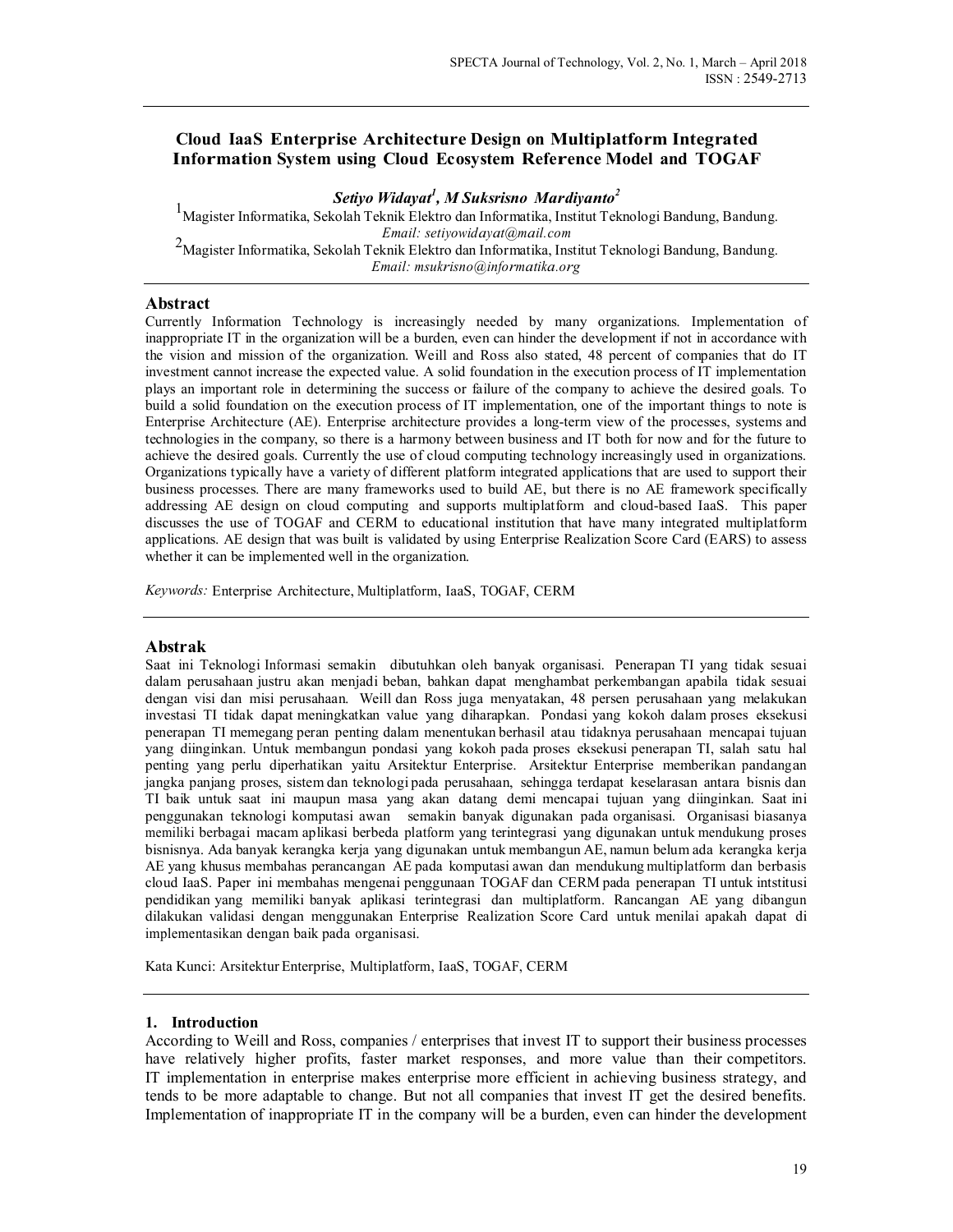# Cloud IaaS Enterprise Architecture Design on Multiplatform Integrated Information System using Cloud Ecosystem Reference Model and TOGAF

***Setiyo Widayat[1], M Suksrisno Mardiyanto[2]***

[1]Magister Informatika, Sekolah Teknik Elektro dan Informatika, Institut Teknologi Bandung, Bandung.
*Email: setiyowidayat@mail.com*

[2]Magister Informatika, Sekolah Teknik Elektro dan Informatika, Institut Teknologi Bandung, Bandung.
*Email: msukrisno@informatika.org*

## Abstract

Currently Information Technology is increasingly needed by many organizations. Implementation of inappropriate IT in the organization will be a burden, even can hinder the development if not in accordance with the vision and mission of the organization. Weill and Ross also stated, 48 percent of companies that do IT investment cannot increase the expected value. A solid foundation in the execution process of IT implementation plays an important role in determining the success or failure of the company to achieve the desired goals. To build a solid foundation on the execution process of IT implementation, one of the important things to note is Enterprise Architecture (AE). Enterprise architecture provides a long-term view of the processes, systems and technologies in the company, so there is a harmony between business and IT both for now and for the future to achieve the desired goals. Currently the use of cloud computing technology increasingly used in organizations. Organizations typically have a variety of different platform integrated applications that are used to support their business processes. There are many frameworks used to build AE, but there is no AE framework specifically addressing AE design on cloud computing and supports multiplatform and cloud-based IaaS. This paper discusses the use of TOGAF and CERM to educational institution that have many integrated multiplatform applications. AE design that was built is validated by using Enterprise Realization Score Card (EARS) to assess whether it can be implemented well in the organization.

*Keywords:* Enterprise Architecture, Multiplatform, IaaS, TOGAF, CERM

## Abstrak

Saat ini Teknologi Informasi semakin dibutuhkan oleh banyak organisasi. Penerapan TI yang tidak sesuai dalam perusahaan justru akan menjadi beban, bahkan dapat menghambat perkembangan apabila tidak sesuai dengan visi dan misi perusahaan. Weill dan Ross juga menyatakan, 48 persen perusahaan yang melakukan investasi TI tidak dapat meningkatkan value yang diharapkan. Pondasi yang kokoh dalam proses eksekusi penerapan TI memegang peran penting dalam menentukan berhasil atau tidaknya perusahaan mencapai tujuan yang diinginkan. Untuk membangun pondasi yang kokoh pada proses eksekusi penerapan TI, salah satu hal penting yang perlu diperhatikan yaitu Arsitektur Enterprise. Arsitektur Enterprise memberikan pandangan jangka panjang proses, sistem dan teknologi pada perusahaan, sehingga terdapat keselarasan antara bisnis dan TI baik untuk saat ini maupun masa yang akan datang demi mencapai tujuan yang diinginkan. Saat ini penggunakan teknologi komputasi awan semakin banyak digunakan pada organisasi. Organisasi biasanya memiliki berbagai macam aplikasi berbeda platform yang terintegrasi yang digunakan untuk mendukung proses bisnisnya. Ada banyak kerangka kerja yang digunakan untuk membangun AE, namun belum ada kerangka kerja AE yang khusus membahas perancangan AE pada komputasi awan dan mendukung multiplatform dan berbasis cloud IaaS. Paper ini membahas mengenai penggunaan TOGAF dan CERM pada penerapan TI untuk intstitusi pendidikan yang memiliki banyak aplikasi terintegrasi dan multiplatform. Rancangan AE yang dibangun dilakukan validasi dengan menggunakan Enterprise Realization Score Card untuk menilai apakah dapat di implementasikan dengan baik pada organisasi.

Kata Kunci: Arsitektur Enterprise, Multiplatform, IaaS, TOGAF, CERM

## 1. Introduction

According to Weill and Ross, companies / enterprises that invest IT to support their business processes have relatively higher profits, faster market responses, and more value than their competitors. IT implementation in enterprise makes enterprise more efficient in achieving business strategy, and tends to be more adaptable to change. But not all companies that invest IT get the desired benefits. Implementation of inappropriate IT in the company will be a burden, even can hinder the development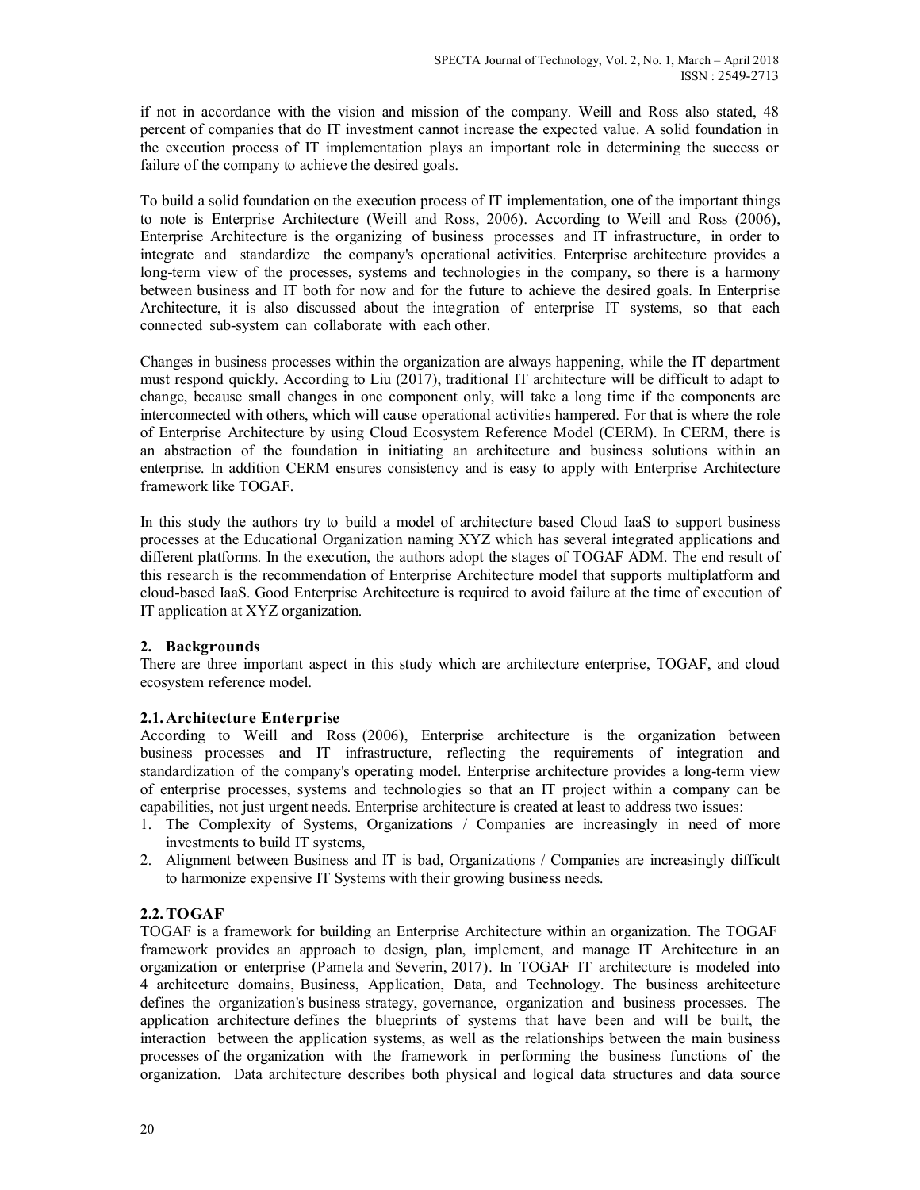if not in accordance with the vision and mission of the company. Weill and Ross also stated, 48 percent of companies that do IT investment cannot increase the expected value. A solid foundation in the execution process of IT implementation plays an important role in determining the success or failure of the company to achieve the desired goals.

To build a solid foundation on the execution process of IT implementation, one of the important things to note is Enterprise Architecture (Weill and Ross, 2006). According to Weill and Ross (2006), Enterprise Architecture is the organizing of business processes and IT infrastructure, in order to integrate and standardize the company's operational activities. Enterprise architecture provides a long-term view of the processes, systems and technologies in the company, so there is a harmony between business and IT both for now and for the future to achieve the desired goals. In Enterprise Architecture, it is also discussed about the integration of enterprise IT systems, so that each connected sub-system can collaborate with each other.

Changes in business processes within the organization are always happening, while the IT department must respond quickly. According to Liu (2017), traditional IT architecture will be difficult to adapt to change, because small changes in one component only, will take a long time if the components are interconnected with others, which will cause operational activities hampered. For that is where the role of Enterprise Architecture by using Cloud Ecosystem Reference Model (CERM). In CERM, there is an abstraction of the foundation in initiating an architecture and business solutions within an enterprise. In addition CERM ensures consistency and is easy to apply with Enterprise Architecture framework like TOGAF.

In this study the authors try to build a model of architecture based Cloud IaaS to support business processes at the Educational Organization naming XYZ which has several integrated applications and different platforms. In the execution, the authors adopt the stages of TOGAF ADM. The end result of this research is the recommendation of Enterprise Architecture model that supports multiplatform and cloud-based IaaS. Good Enterprise Architecture is required to avoid failure at the time of execution of IT application at XYZ organization.

## 2. Backgrounds

There are three important aspect in this study which are architecture enterprise, TOGAF, and cloud ecosystem reference model.

### 2.1. Architecture Enterprise

According to Weill and Ross (2006), Enterprise architecture is the organization between business processes and IT infrastructure, reflecting the requirements of integration and standardization of the company's operating model. Enterprise architecture provides a long-term view of enterprise processes, systems and technologies so that an IT project within a company can be capabilities, not just urgent needs. Enterprise architecture is created at least to address two issues:

1. The Complexity of Systems, Organizations / Companies are increasingly in need of more investments to build IT systems,
2. Alignment between Business and IT is bad, Organizations / Companies are increasingly difficult to harmonize expensive IT Systems with their growing business needs.

### 2.2. TOGAF

TOGAF is a framework for building an Enterprise Architecture within an organization. The TOGAF framework provides an approach to design, plan, implement, and manage IT Architecture in an organization or enterprise (Pamela and Severin, 2017). In TOGAF IT architecture is modeled into 4 architecture domains, Business, Application, Data, and Technology. The business architecture defines the organization's business strategy, governance, organization and business processes. The application architecture defines the blueprints of systems that have been and will be built, the interaction between the application systems, as well as the relationships between the main business processes of the organization with the framework in performing the business functions of the organization. Data architecture describes both physical and logical data structures and data source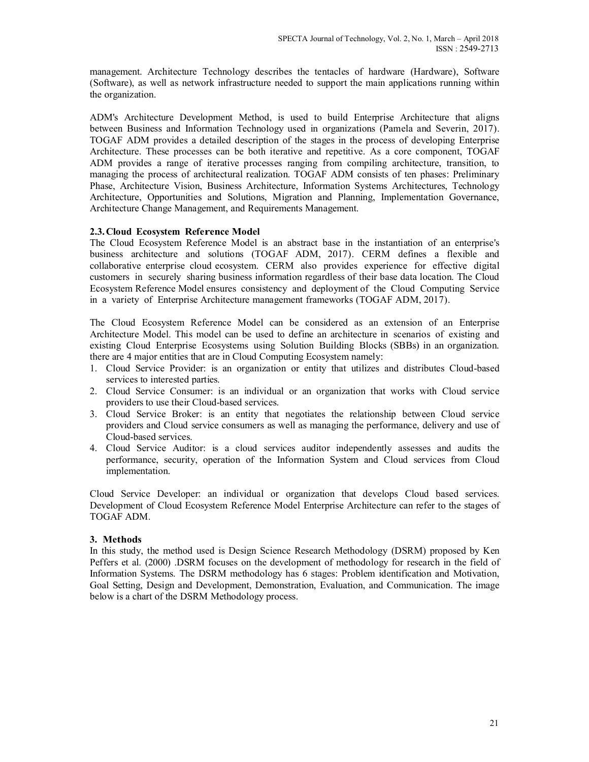management. Architecture Technology describes the tentacles of hardware (Hardware), Software (Software), as well as network infrastructure needed to support the main applications running within the organization.

ADM's Architecture Development Method, is used to build Enterprise Architecture that aligns between Business and Information Technology used in organizations (Pamela and Severin, 2017). TOGAF ADM provides a detailed description of the stages in the process of developing Enterprise Architecture. These processes can be both iterative and repetitive. As a core component, TOGAF ADM provides a range of iterative processes ranging from compiling architecture, transition, to managing the process of architectural realization. TOGAF ADM consists of ten phases: Preliminary Phase, Architecture Vision, Business Architecture, Information Systems Architectures, Technology Architecture, Opportunities and Solutions, Migration and Planning, Implementation Governance, Architecture Change Management, and Requirements Management.

### 2.3. Cloud Ecosystem Reference Model

The Cloud Ecosystem Reference Model is an abstract base in the instantiation of an enterprise's business architecture and solutions (TOGAF ADM, 2017). CERM defines a flexible and collaborative enterprise cloud ecosystem. CERM also provides experience for effective digital customers in securely sharing business information regardless of their base data location. The Cloud Ecosystem Reference Model ensures consistency and deployment of the Cloud Computing Service in a variety of Enterprise Architecture management frameworks (TOGAF ADM, 2017).

The Cloud Ecosystem Reference Model can be considered as an extension of an Enterprise Architecture Model. This model can be used to define an architecture in scenarios of existing and existing Cloud Enterprise Ecosystems using Solution Building Blocks (SBBs) in an organization. there are 4 major entities that are in Cloud Computing Ecosystem namely:

1. Cloud Service Provider: is an organization or entity that utilizes and distributes Cloud-based services to interested parties.
2. Cloud Service Consumer: is an individual or an organization that works with Cloud service providers to use their Cloud-based services.
3. Cloud Service Broker: is an entity that negotiates the relationship between Cloud service providers and Cloud service consumers as well as managing the performance, delivery and use of Cloud-based services.
4. Cloud Service Auditor: is a cloud services auditor independently assesses and audits the performance, security, operation of the Information System and Cloud services from Cloud implementation.

Cloud Service Developer: an individual or organization that develops Cloud based services. Development of Cloud Ecosystem Reference Model Enterprise Architecture can refer to the stages of TOGAF ADM.

## 3. Methods

In this study, the method used is Design Science Research Methodology (DSRM) proposed by Ken Peffers et al. (2000) .DSRM focuses on the development of methodology for research in the field of Information Systems. The DSRM methodology has 6 stages: Problem identification and Motivation, Goal Setting, Design and Development, Demonstration, Evaluation, and Communication. The image below is a chart of the DSRM Methodology process.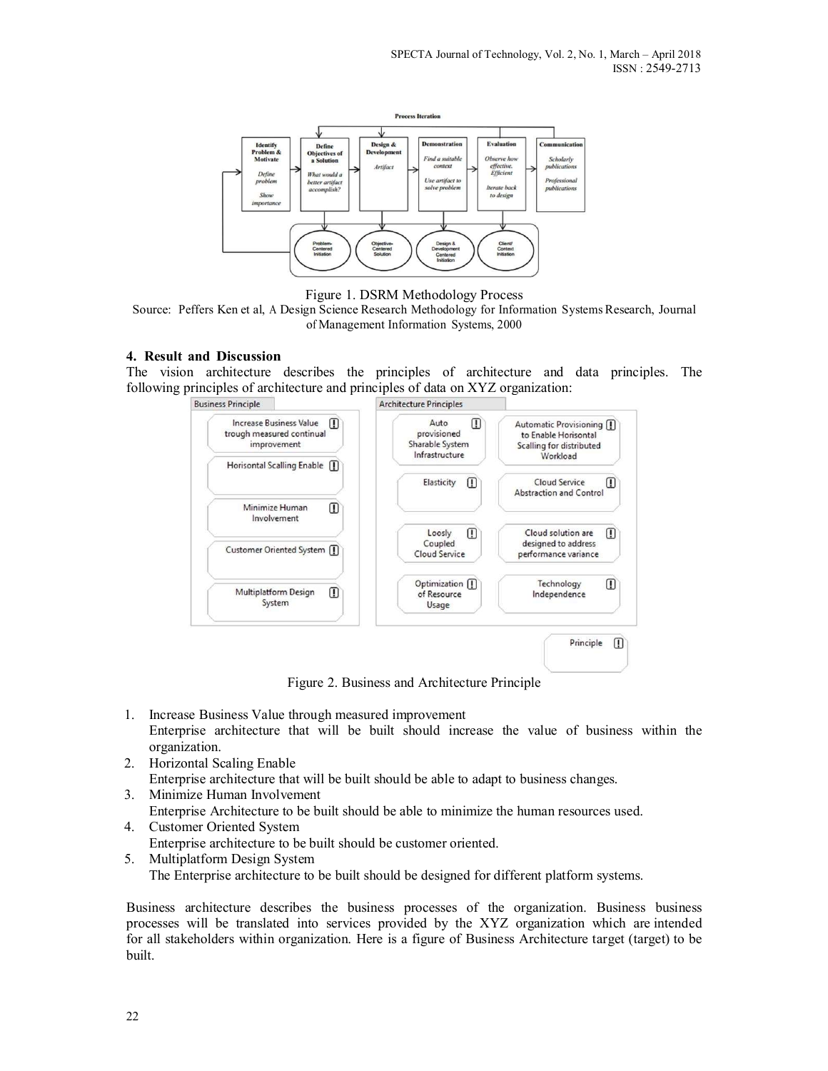Figure 1. DSRM Methodology Process

Source: Peffers Ken et al, A Design Science Research Methodology for Information Systems Research, Journal of Management Information Systems, 2000

### 4. Result and Discussion

The vision architecture describes the principles of architecture and data principles. The following principles of architecture and principles of data on XYZ organization:

Figure 2. Business and Architecture Principle

1. Increase Business Value through measured improvement
   Enterprise architecture that will be built should increase the value of business within the organization.
2. Horizontal Scaling Enable
   Enterprise architecture that will be built should be able to adapt to business changes.
3. Minimize Human Involvement
   Enterprise Architecture to be built should be able to minimize the human resources used.
4. Customer Oriented System
   Enterprise architecture to be built should be customer oriented.
5. Multiplatform Design System
   The Enterprise architecture to be built should be designed for different platform systems.

Business architecture describes the business processes of the organization. Business business processes will be translated into services provided by the XYZ organization which are intended for all stakeholders within organization. Here is a figure of Business Architecture target (target) to be built.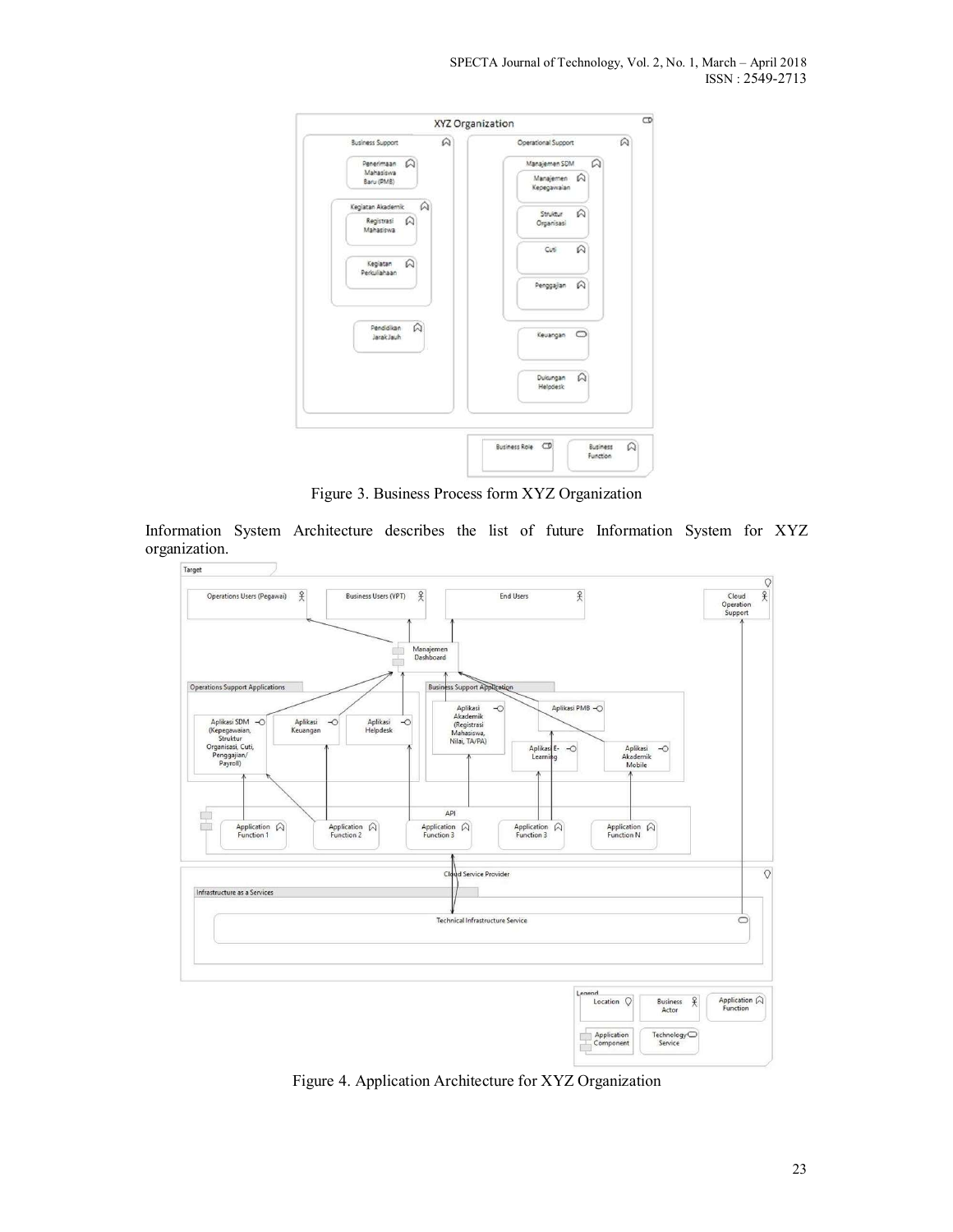Figure 3. Business Process form XYZ Organization

Information System Architecture describes the list of future Information System for XYZ organization.

Figure 4. Application Architecture for XYZ Organization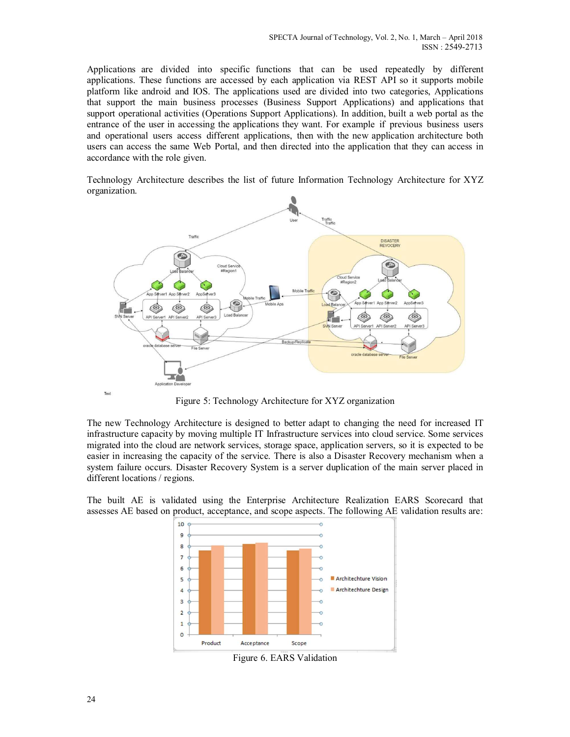Applications are divided into specific functions that can be used repeatedly by different applications. These functions are accessed by each application via REST API so it supports mobile platform like android and IOS. The applications used are divided into two categories, Applications that support the main business processes (Business Support Applications) and applications that support operational activities (Operations Support Applications). In addition, built a web portal as the entrance of the user in accessing the applications they want. For example if previous business users and operational users access different applications, then with the new application architecture both users can access the same Web Portal, and then directed into the application that they can access in accordance with the role given.

Technology Architecture describes the list of future Information Technology Architecture for XYZ organization.

Figure 5: Technology Architecture for XYZ organization

The new Technology Architecture is designed to better adapt to changing the need for increased IT infrastructure capacity by moving multiple IT Infrastructure services into cloud service. Some services migrated into the cloud are network services, storage space, application servers, so it is expected to be easier in increasing the capacity of the service. There is also a Disaster Recovery mechanism when a system failure occurs. Disaster Recovery System is a server duplication of the main server placed in different locations / regions.

The built AE is validated using the Enterprise Architecture Realization EARS Scorecard that assesses AE based on product, acceptance, and scope aspects. The following AE validation results are:

Figure 6. EARS Validation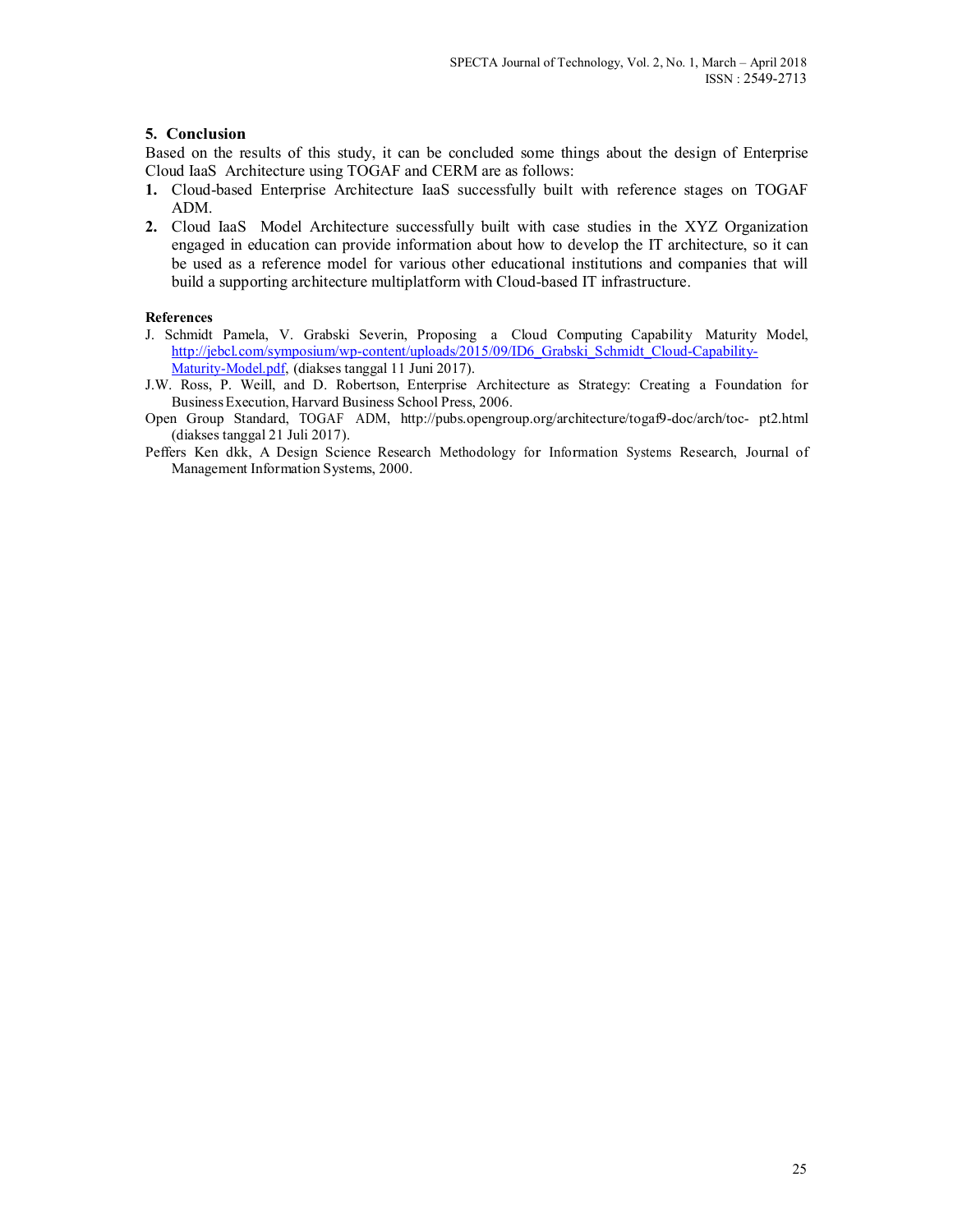## 5. Conclusion

Based on the results of this study, it can be concluded some things about the design of Enterprise Cloud IaaS Architecture using TOGAF and CERM are as follows:

1. Cloud-based Enterprise Architecture IaaS successfully built with reference stages on TOGAF ADM.
2. Cloud IaaS Model Architecture successfully built with case studies in the XYZ Organization engaged in education can provide information about how to develop the IT architecture, so it can be used as a reference model for various other educational institutions and companies that will build a supporting architecture multiplatform with Cloud-based IT infrastructure.

**References**

J. Schmidt Pamela, V. Grabski Severin, Proposing a Cloud Computing Capability Maturity Model, http://jebcl.com/symposium/wp-content/uploads/2015/09/ID6_Grabski_Schmidt_Cloud-Capability-Maturity-Model.pdf, (diakses tanggal 11 Juni 2017).

J.W. Ross, P. Weill, and D. Robertson, Enterprise Architecture as Strategy: Creating a Foundation for Business Execution, Harvard Business School Press, 2006.

Open Group Standard, TOGAF ADM, http://pubs.opengroup.org/architecture/togaf9-doc/arch/toc- pt2.html (diakses tanggal 21 Juli 2017).

Peffers Ken dkk, A Design Science Research Methodology for Information Systems Research, Journal of Management Information Systems, 2000.